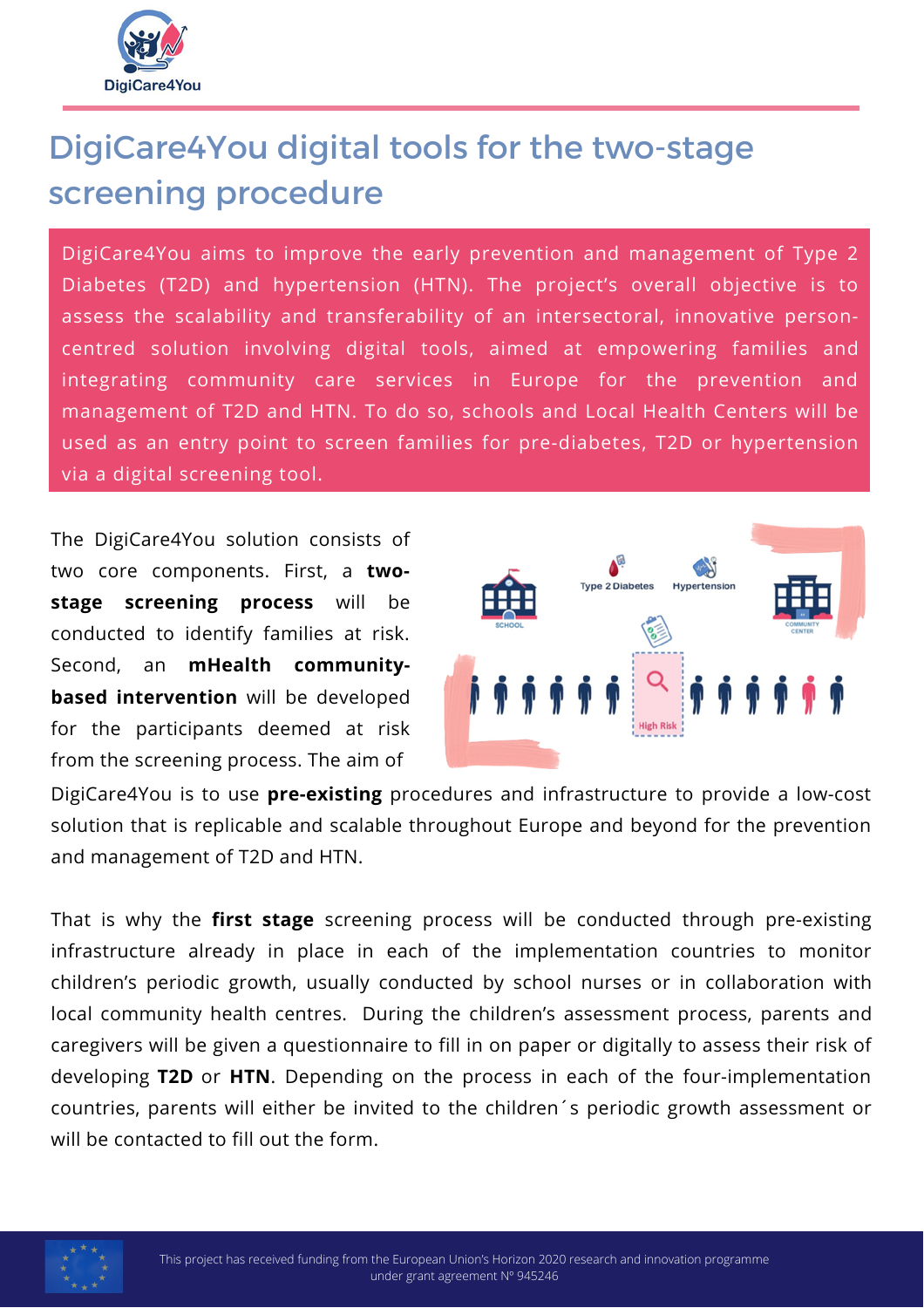# DigiCare4You digital tools for the two-stage screening procedure

DigiCare4You aims to improve the early prevention and management of Type 2 Diabetes (T2D) and hypertension (HTN). The project's overall objective is to assess the scalability and transferability of an intersectoral, innovative person-centred solution involving digital tools, aimed at empowering families and integrating community care services in Europe for the prevention and management of T2D and HTN. To do so, schools and Local Health Centers will be used as an entry point to screen families for pre-diabetes, T2D or hypertension via a digital screening tool.

The DigiCare4You solution consists of two core components. First, a **two-stage screening process** will be conducted to identify families at risk. Second, an **mHealth community-based intervention** will be developed for the participants deemed at risk from the screening process. The aim of DigiCare4You is to use **pre-existing** procedures and infrastructure to provide a low-cost solution that is replicable and scalable throughout Europe and beyond for the prevention and management of T2D and HTN.

That is why the **first stage** screening process will be conducted through pre-existing infrastructure already in place in each of the implementation countries to monitor children's periodic growth, usually conducted by school nurses or in collaboration with local community health centres. During the children's assessment process, parents and caregivers will be given a questionnaire to fill in on paper or digitally to assess their risk of developing **T2D** or **HTN**. Depending on the process in each of the four-implementation countries, parents will either be invited to the children´s periodic growth assessment or will be contacted to fill out the form.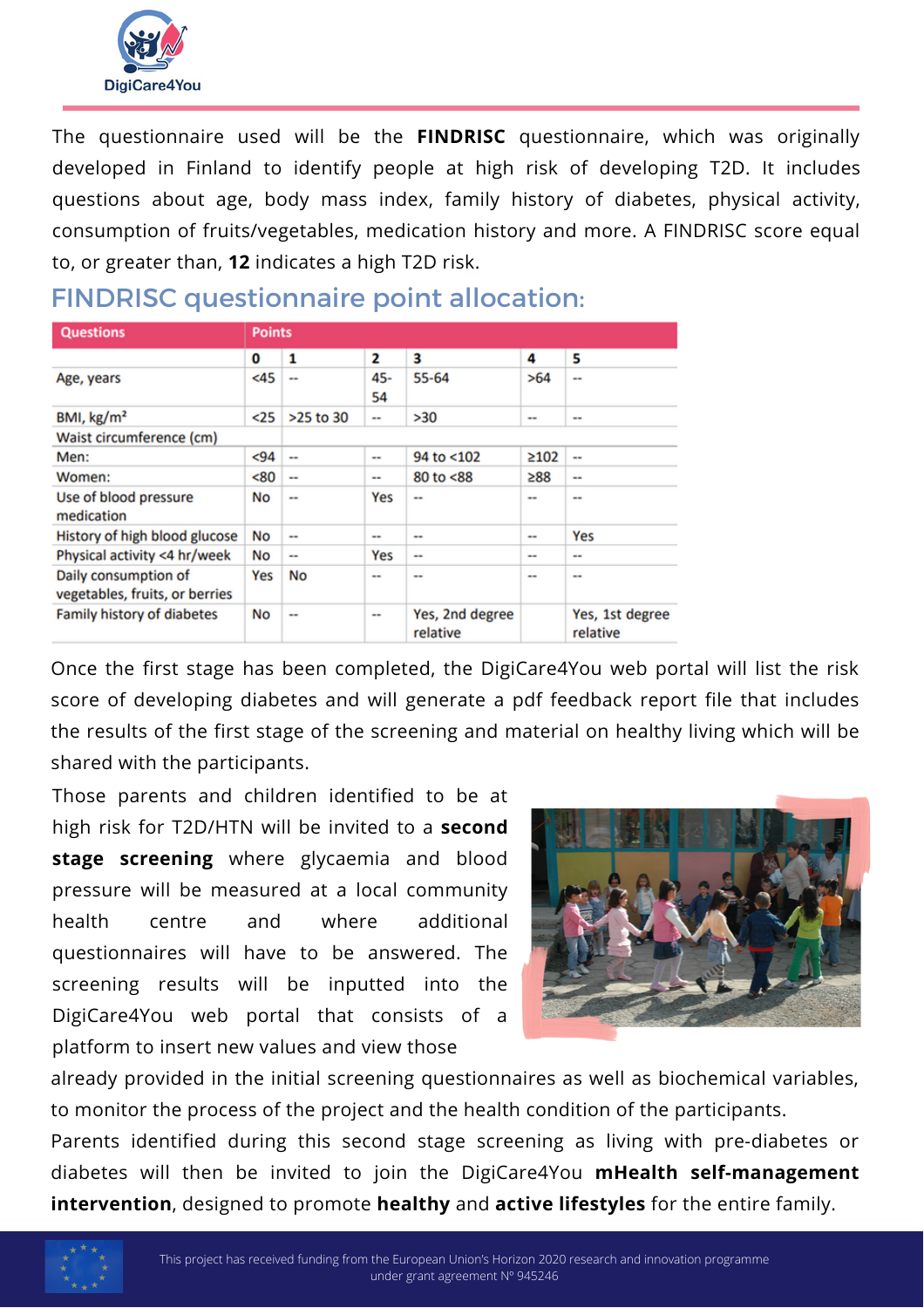The questionnaire used will be the **FINDRISC** questionnaire, which was originally developed in Finland to identify people at high risk of developing T2D. It includes questions about age, body mass index, family history of diabetes, physical activity, consumption of fruits/vegetables, medication history and more. A FINDRISC score equal to, or greater than, **12** indicates a high T2D risk.

## FINDRISC questionnaire point allocation:

| Questions | Points | | | | | |
|---|---|---|---|---|---|---|
| | 0 | 1 | 2 | 3 | 4 | 5 |
| Age, years | <45 | -- | 45-54 | 55-64 | >64 | -- |
| BMI, kg/m² | <25 | >25 to 30 | -- | >30 | -- | -- |
| Waist circumference (cm) | | | | | | |
| Men: | <94 | -- | -- | 94 to <102 | ≥102 | -- |
| Women: | <80 | -- | -- | 80 to <88 | ≥88 | -- |
| Use of blood pressure medication | No | -- | Yes | -- | -- | -- |
| History of high blood glucose | No | -- | -- | -- | -- | Yes |
| Physical activity <4 hr/week | No | -- | Yes | -- | -- | -- |
| Daily consumption of vegetables, fruits, or berries | Yes | No | -- | -- | -- | -- |
| Family history of diabetes | No | -- | -- | Yes, 2nd degree relative | | Yes, 1st degree relative |

Once the first stage has been completed, the DigiCare4You web portal will list the risk score of developing diabetes and will generate a pdf feedback report file that includes the results of the first stage of the screening and material on healthy living which will be shared with the participants.

Those parents and children identified to be at high risk for T2D/HTN will be invited to a **second stage screening** where glycaemia and blood pressure will be measured at a local community health centre and where additional questionnaires will have to be answered. The screening results will be inputted into the DigiCare4You web portal that consists of a platform to insert new values and view those already provided in the initial screening questionnaires as well as biochemical variables, to monitor the process of the project and the health condition of the participants.

Parents identified during this second stage screening as living with pre-diabetes or diabetes will then be invited to join the DigiCare4You **mHealth self-management intervention**, designed to promote **healthy** and **active lifestyles** for the entire family.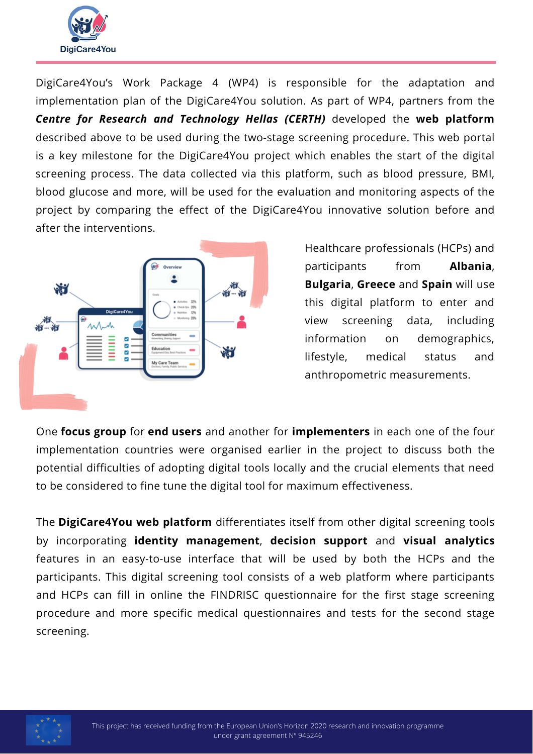DigiCare4You's Work Package 4 (WP4) is responsible for the adaptation and implementation plan of the DigiCare4You solution. As part of WP4, partners from the ***Centre for Research and Technology Hellas (CERTH)*** developed the **web platform** described above to be used during the two-stage screening procedure. This web portal is a key milestone for the DigiCare4You project which enables the start of the digital screening process. The data collected via this platform, such as blood pressure, BMI, blood glucose and more, will be used for the evaluation and monitoring aspects of the project by comparing the effect of the DigiCare4You innovative solution before and after the interventions.

Healthcare professionals (HCPs) and participants from **Albania**, **Bulgaria**, **Greece** and **Spain** will use this digital platform to enter and view screening data, including information on demographics, lifestyle, medical status and anthropometric measurements.

One **focus group** for **end users** and another for **implementers** in each one of the four implementation countries were organised earlier in the project to discuss both the potential difficulties of adopting digital tools locally and the crucial elements that need to be considered to fine tune the digital tool for maximum effectiveness.

The **DigiCare4You web platform** differentiates itself from other digital screening tools by incorporating **identity management**, **decision support** and **visual analytics** features in an easy-to-use interface that will be used by both the HCPs and the participants. This digital screening tool consists of a web platform where participants and HCPs can fill in online the FINDRISC questionnaire for the first stage screening procedure and more specific medical questionnaires and tests for the second stage screening.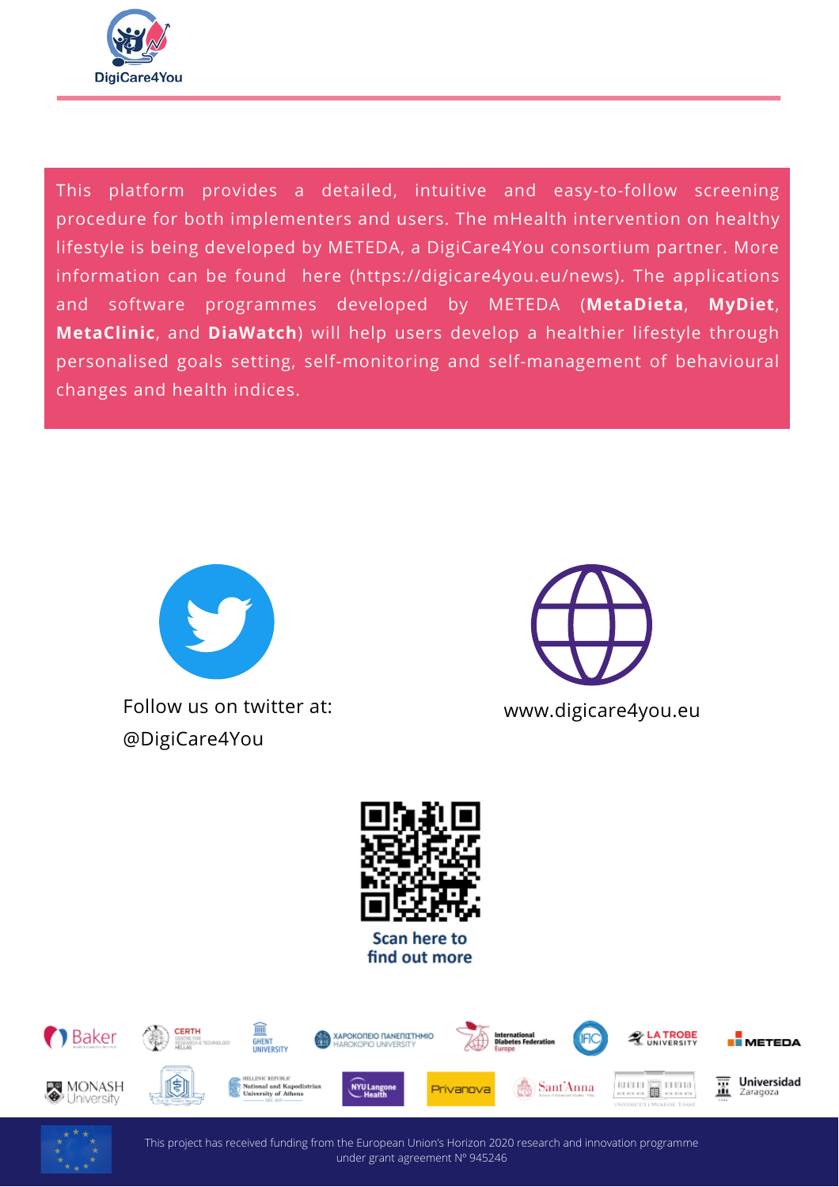DigiCare4You

This platform provides a detailed, intuitive and easy-to-follow screening procedure for both implementers and users. The mHealth intervention on healthy lifestyle is being developed by METEDA, a DigiCare4You consortium partner. More information can be found here (https://digicare4you.eu/news). The applications and software programmes developed by METEDA (**MetaDieta**, **MyDiet**, **MetaClinic**, and **DiaWatch**) will help users develop a healthier lifestyle through personalised goals setting, self-monitoring and self-management of behavioural changes and health indices.

Follow us on twitter at: @DigiCare4You

www.digicare4you.eu

Scan here to find out more

This project has received funding from the European Union's Horizon 2020 research and innovation programme under grant agreement Nº 945246